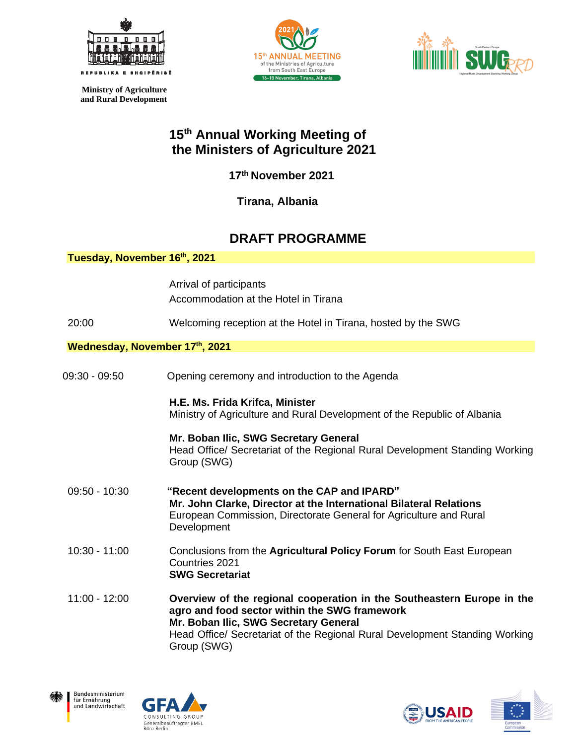REPUBLIKA E SHQIPËRISË

**Ministry of Agriculture and Rural Development**

# 15th Annual Working Meeting of the Ministers of Agriculture 2021

**17th November 2021**

**Tirana, Albania**

## DRAFT PROGRAMME

**Tuesday, November 16th, 2021**

| | |
|---|---|
| | Arrival of participants<br>Accommodation at the Hotel in Tirana |
| 20:00 | Welcoming reception at the Hotel in Tirana, hosted by the SWG |

**Wednesday, November 17th, 2021**

| | |
|---|---|
| 09:30 - 09:50 | Opening ceremony and introduction to the Agenda<br><br>**H.E. Ms. Frida Krifca, Minister**<br>Ministry of Agriculture and Rural Development of the Republic of Albania<br><br>**Mr. Boban Ilic, SWG Secretary General**<br>Head Office/ Secretariat of the Regional Rural Development Standing Working Group (SWG) |
| 09:50 - 10:30 | **"Recent developments on the CAP and IPARD"**<br>**Mr. John Clarke, Director at the International Bilateral Relations**<br>European Commission, Directorate General for Agriculture and Rural Development |
| 10:30 - 11:00 | Conclusions from the **Agricultural Policy Forum** for South East European Countries 2021<br>**SWG Secretariat** |
| 11:00 - 12:00 | **Overview of the regional cooperation in the Southeastern Europe in the agro and food sector within the SWG framework**<br>**Mr. Boban Ilic, SWG Secretary General**<br>Head Office/ Secretariat of the Regional Rural Development Standing Working Group (SWG) |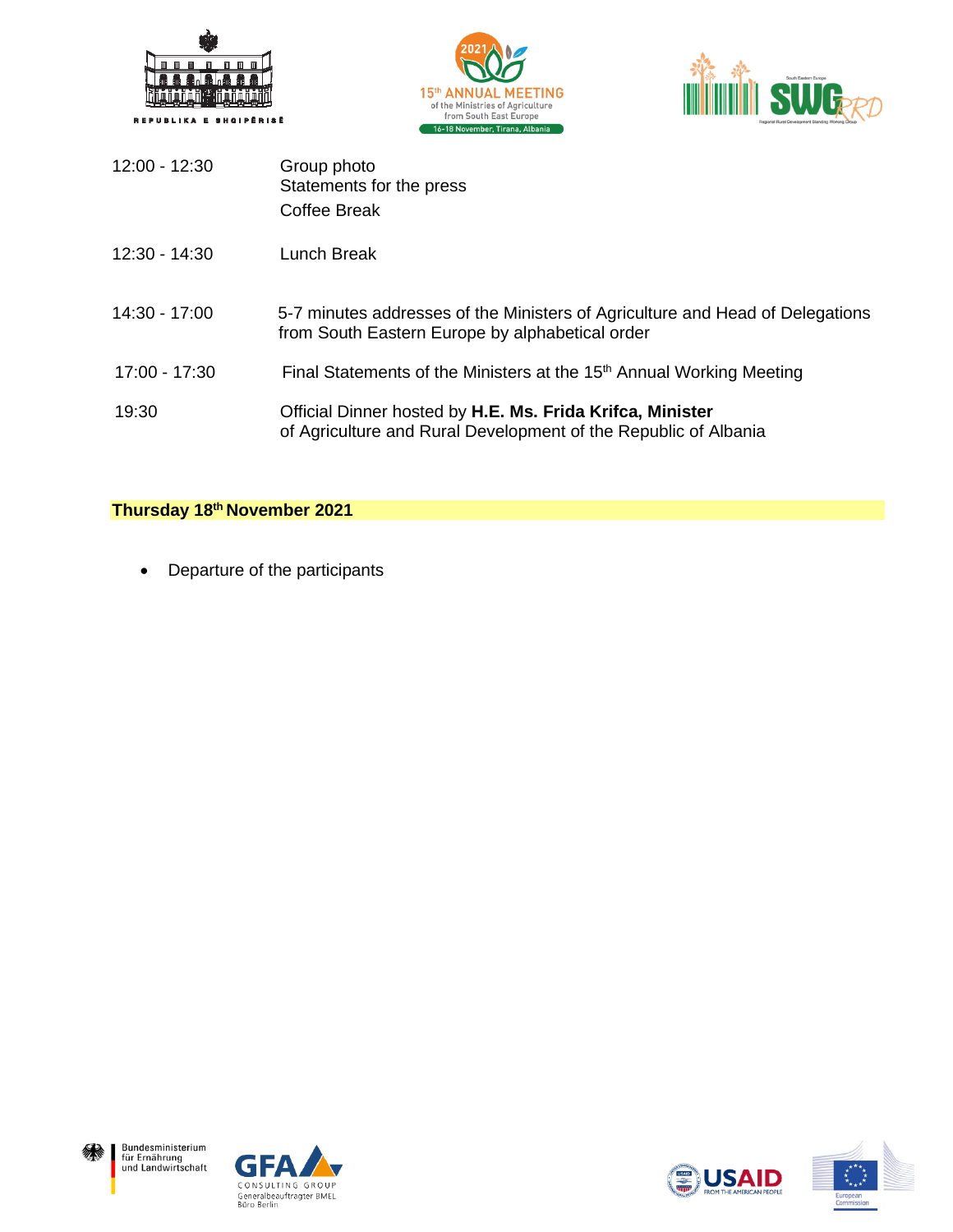| | |
|---|---|
| 12:00 - 12:30 | Group photo<br>Statements for the press<br>Coffee Break |
| 12:30 - 14:30 | Lunch Break |
| 14:30 - 17:00 | 5-7 minutes addresses of the Ministers of Agriculture and Head of Delegations from South Eastern Europe by alphabetical order |
| 17:00 - 17:30 | Final Statements of the Ministers at the 15th Annual Working Meeting |
| 19:30 | Official Dinner hosted by **H.E. Ms. Frida Krifca, Minister** of Agriculture and Rural Development of the Republic of Albania |

**Thursday 18th November 2021**

- Departure of the participants